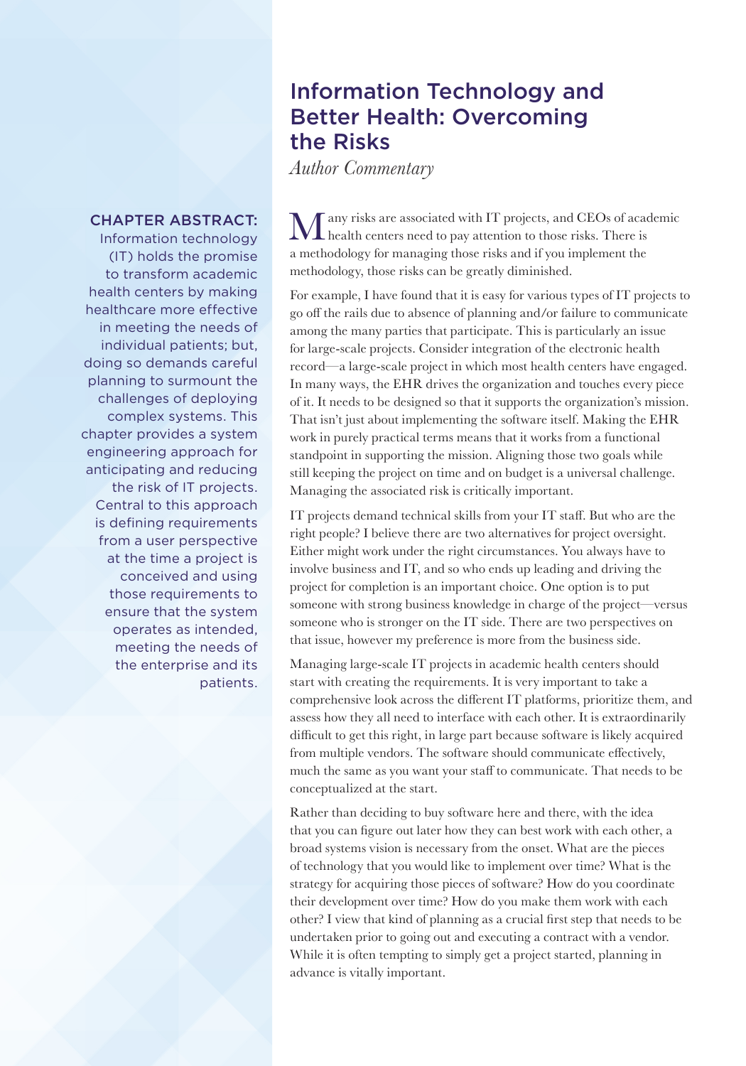# Information Technology and Better Health: Overcoming the Risks

*Author Commentary*

**CHAPTER ABSTRACT:** Information technology (IT) holds the promise to transform academic health centers by making healthcare more effective in meeting the needs of individual patients; but, doing so demands careful planning to surmount the challenges of deploying complex systems. This chapter provides a system engineering approach for anticipating and reducing the risk of IT projects. Central to this approach is defining requirements from a user perspective at the time a project is conceived and using those requirements to ensure that the system operates as intended, meeting the needs of the enterprise and its patients.

Many risks are associated with IT projects, and CEOs of academic health centers need to pay attention to those risks. There is a methodology for managing those risks and if you implement the methodology, those risks can be greatly diminished.

For example, I have found that it is easy for various types of IT projects to go off the rails due to absence of planning and/or failure to communicate among the many parties that participate. This is particularly an issue for large-scale projects. Consider integration of the electronic health record—a large-scale project in which most health centers have engaged. In many ways, the EHR drives the organization and touches every piece of it. It needs to be designed so that it supports the organization's mission. That isn't just about implementing the software itself. Making the EHR work in purely practical terms means that it works from a functional standpoint in supporting the mission. Aligning those two goals while still keeping the project on time and on budget is a universal challenge. Managing the associated risk is critically important.

IT projects demand technical skills from your IT staff. But who are the right people? I believe there are two alternatives for project oversight. Either might work under the right circumstances. You always have to involve business and IT, and so who ends up leading and driving the project for completion is an important choice. One option is to put someone with strong business knowledge in charge of the project—versus someone who is stronger on the IT side. There are two perspectives on that issue, however my preference is more from the business side.

Managing large-scale IT projects in academic health centers should start with creating the requirements. It is very important to take a comprehensive look across the different IT platforms, prioritize them, and assess how they all need to interface with each other. It is extraordinarily difficult to get this right, in large part because software is likely acquired from multiple vendors. The software should communicate effectively, much the same as you want your staff to communicate. That needs to be conceptualized at the start.

Rather than deciding to buy software here and there, with the idea that you can figure out later how they can best work with each other, a broad systems vision is necessary from the onset. What are the pieces of technology that you would like to implement over time? What is the strategy for acquiring those pieces of software? How do you coordinate their development over time? How do you make them work with each other? I view that kind of planning as a crucial first step that needs to be undertaken prior to going out and executing a contract with a vendor. While it is often tempting to simply get a project started, planning in advance is vitally important.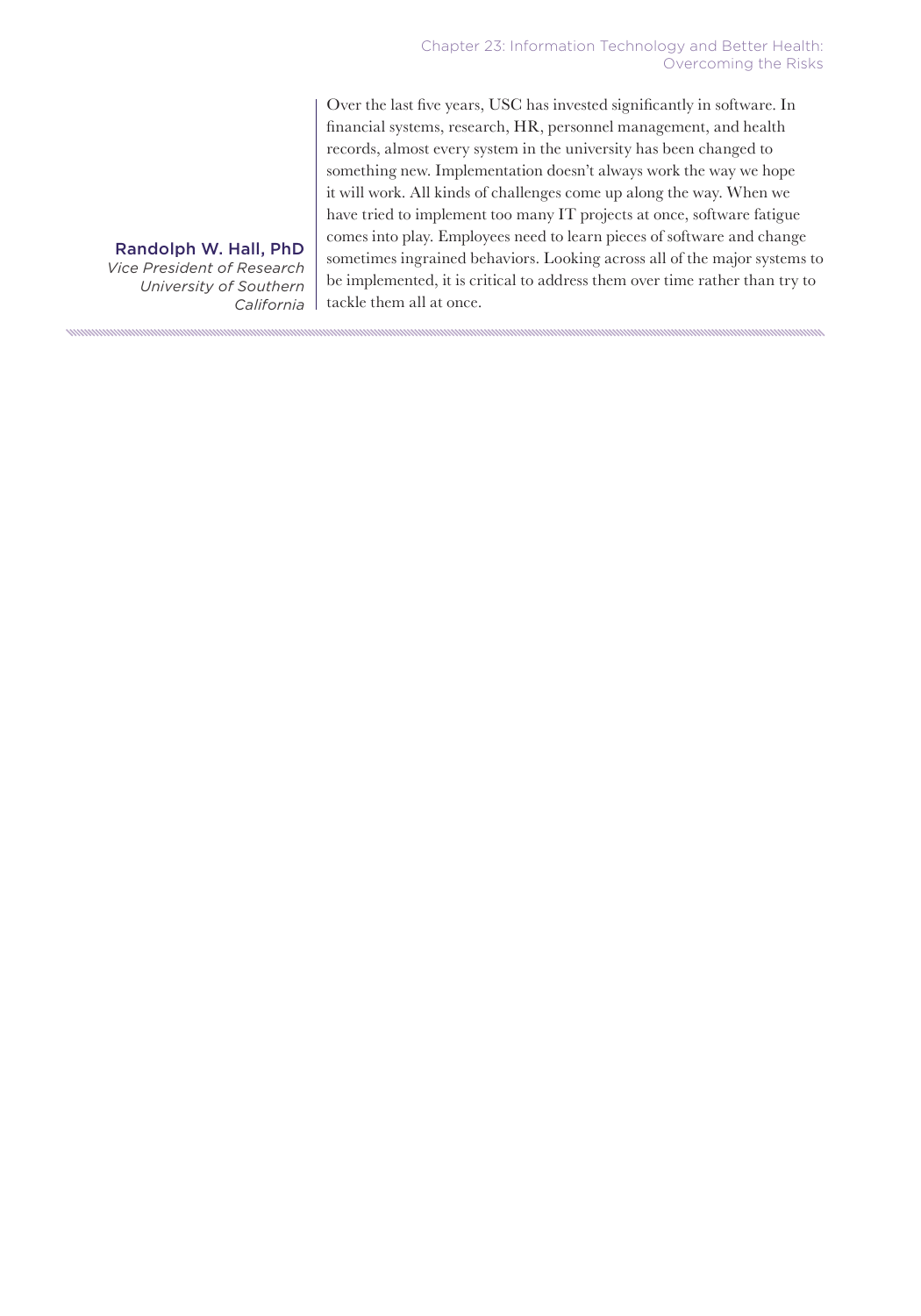**Randolph W. Hall, PhD**
*Vice President of Research*
*University of Southern California*

Over the last five years, USC has invested significantly in software. In financial systems, research, HR, personnel management, and health records, almost every system in the university has been changed to something new. Implementation doesn't always work the way we hope it will work. All kinds of challenges come up along the way. When we have tried to implement too many IT projects at once, software fatigue comes into play. Employees need to learn pieces of software and change sometimes ingrained behaviors. Looking across all of the major systems to be implemented, it is critical to address them over time rather than try to tackle them all at once.